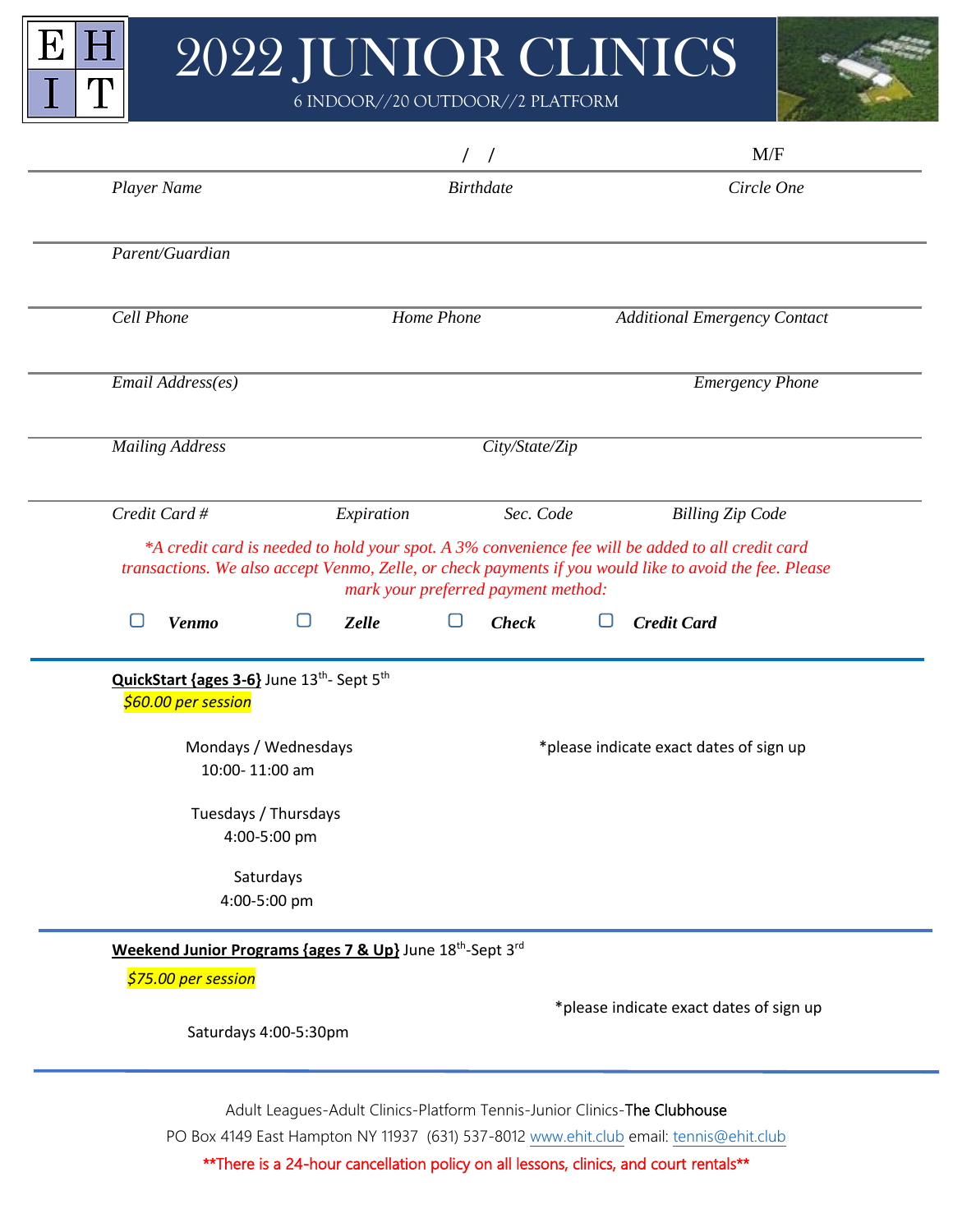# 2022 JUNIOR CLINICS

6 INDOOR//20 OUTDOOR//2 PLATFORM

| / / | M/F |
|---|---|

*Player Name* | *Birthdate* | *Circle One*

*Parent/Guardian*

*Cell Phone* | *Home Phone* | *Additional Emergency Contact*

*Email Address(es)* | *Emergency Phone*

*Mailing Address* | *City/State/Zip*

*Credit Card #* | *Expiration* | *Sec. Code* | *Billing Zip Code*

*\*A credit card is needed to hold your spot. A 3% convenience fee will be added to all credit card transactions. We also accept Venmo, Zelle, or check payments if you would like to avoid the fee. Please mark your preferred payment method:*

☐ ***Venmo*** ☐ ***Zelle*** ☐ ***Check*** ☐ ***Credit Card***

---

**QuickStart {ages 3-6}** June 13th- Sept 5th

*$60.00 per session*

Mondays / Wednesdays
10:00- 11:00 am

\*please indicate exact dates of sign up

Tuesdays / Thursdays
4:00-5:00 pm

Saturdays
4:00-5:00 pm

---

**Weekend Junior Programs {ages 7 & Up}** June 18th-Sept 3rd

*$75.00 per session*

\*please indicate exact dates of sign up

Saturdays 4:00-5:30pm

---

Adult Leagues-Adult Clinics-Platform Tennis-Junior Clinics-The Clubhouse

PO Box 4149 East Hampton NY 11937 (631) 537-8012 www.ehit.club email: tennis@ehit.club

\*\*There is a 24-hour cancellation policy on all lessons, clinics, and court rentals\*\*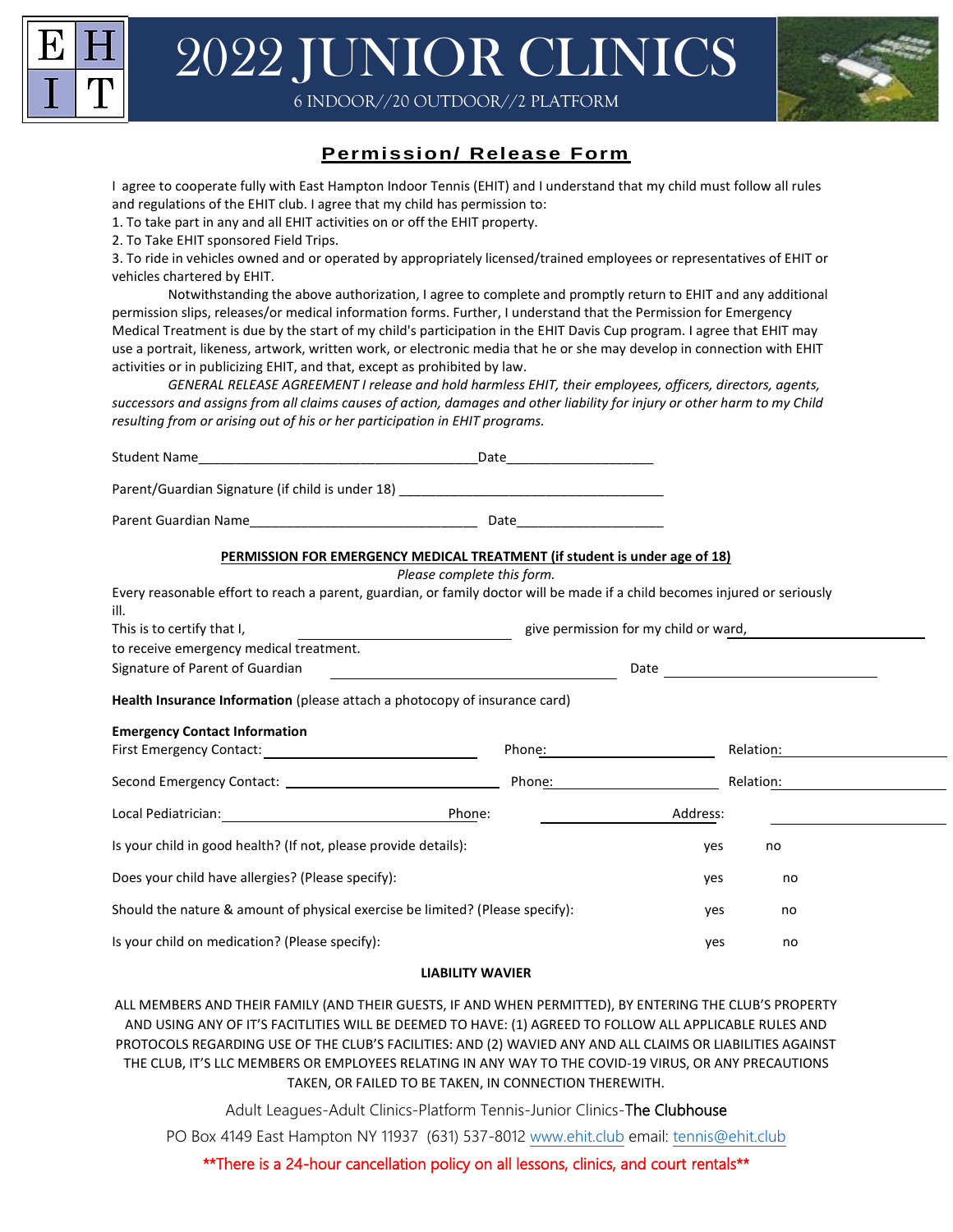# 2022 JUNIOR CLINICS

6 INDOOR//20 OUTDOOR//2 PLATFORM

## Permission/ Release Form

I agree to cooperate fully with East Hampton Indoor Tennis (EHIT) and I understand that my child must follow all rules and regulations of the EHIT club. I agree that my child has permission to:

1. To take part in any and all EHIT activities on or off the EHIT property.
2. To Take EHIT sponsored Field Trips.
3. To ride in vehicles owned and or operated by appropriately licensed/trained employees or representatives of EHIT or vehicles chartered by EHIT.

Notwithstanding the above authorization, I agree to complete and promptly return to EHIT and any additional permission slips, releases/or medical information forms. Further, I understand that the Permission for Emergency Medical Treatment is due by the start of my child's participation in the EHIT Davis Cup program. I agree that EHIT may use a portrait, likeness, artwork, written work, or electronic media that he or she may develop in connection with EHIT activities or in publicizing EHIT, and that, except as prohibited by law.

*GENERAL RELEASE AGREEMENT I release and hold harmless EHIT, their employees, officers, directors, agents, successors and assigns from all claims causes of action, damages and other liability for injury or other harm to my Child resulting from or arising out of his or her participation in EHIT programs.*

Student Name______________________________________Date____________________

Parent/Guardian Signature (if child is under 18) ____________________________________

Parent Guardian Name______________________________ Date____________________

**PERMISSION FOR EMERGENCY MEDICAL TREATMENT (if student is under age of 18)**

*Please complete this form.*

Every reasonable effort to reach a parent, guardian, or family doctor will be made if a child becomes injured or seriously ill.

This is to certify that I, ____________________ give permission for my child or ward, ____________________ to receive emergency medical treatment.

Signature of Parent of Guardian ____________________________ Date ____________________

**Health Insurance Information** (please attach a photocopy of insurance card)

**Emergency Contact Information**

First Emergency Contact: ____________________ Phone: ____________________ Relation: ____________________

Second Emergency Contact: ____________________ Phone: ____________________ Relation: ____________________

Local Pediatrician: ____________________ Phone: ____________________ Address: ____________________

Is your child in good health? (If not, please provide details): yes no

Does your child have allergies? (Please specify): yes no

Should the nature & amount of physical exercise be limited? (Please specify): yes no

Is your child on medication? (Please specify): yes no

**LIABILITY WAVIER**

ALL MEMBERS AND THEIR FAMILY (AND THEIR GUESTS, IF AND WHEN PERMITTED), BY ENTERING THE CLUB'S PROPERTY AND USING ANY OF IT'S FACITLITIES WILL BE DEEMED TO HAVE: (1) AGREED TO FOLLOW ALL APPLICABLE RULES AND PROTOCOLS REGARDING USE OF THE CLUB'S FACILITIES: AND (2) WAVIED ANY AND ALL CLAIMS OR LIABILITIES AGAINST THE CLUB, IT'S LLC MEMBERS OR EMPLOYEES RELATING IN ANY WAY TO THE COVID-19 VIRUS, OR ANY PRECAUTIONS TAKEN, OR FAILED TO BE TAKEN, IN CONNECTION THEREWITH.

Adult Leagues-Adult Clinics-Platform Tennis-Junior Clinics-The Clubhouse

PO Box 4149 East Hampton NY 11937 (631) 537-8012 www.ehit.club email: tennis@ehit.club

**There is a 24-hour cancellation policy on all lessons, clinics, and court rentals**